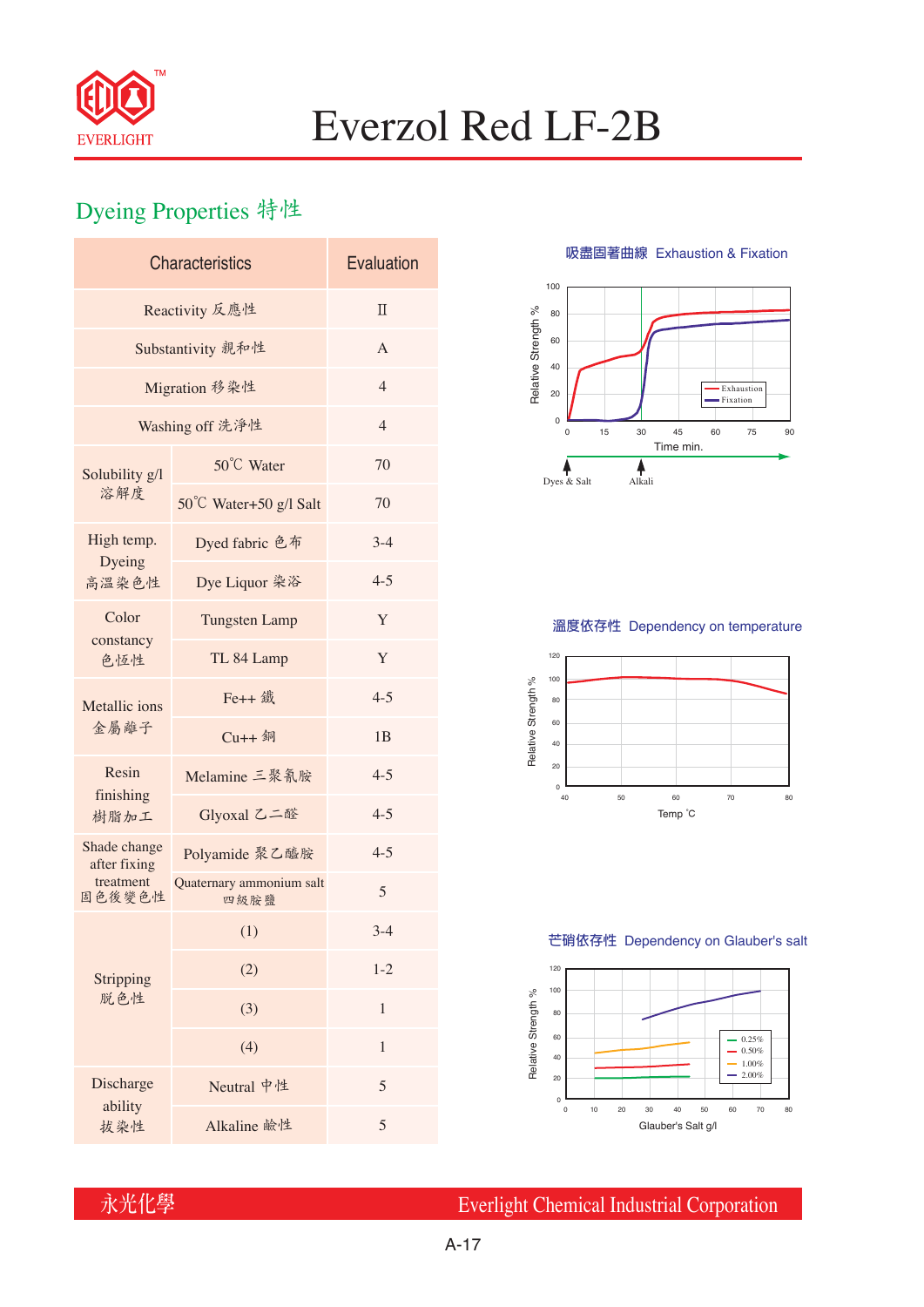# Everzol Red LF-2B

## Dyeing Properties 特性

| Characteristics | | Evaluation |
|---|---|---|
| Reactivity 反應性 | | II |
| Substantivity 親和性 | | A |
| Migration 移染性 | | 4 |
| Washing off 洗淨性 | | 4 |
| Solubility g/l 溶解度 | 50℃ Water | 70 |
| | 50℃ Water+50 g/l Salt | 70 |
| High temp. Dyeing 高溫染色性 | Dyed fabric 色布 | 3-4 |
| | Dye Liquor 染浴 | 4-5 |
| Color constancy 色恆性 | Tungsten Lamp | Y |
| | TL 84 Lamp | Y |
| Metallic ions 金屬離子 | Fe++ 鐵 | 4-5 |
| | Cu++ 銅 | 1B |
| Resin finishing 樹脂加工 | Melamine 三聚氰胺 | 4-5 |
| | Glyoxal 乙二醛 | 4-5 |
| Shade change after fixing treatment 固色後變色性 | Polyamide 聚乙醯胺 | 4-5 |
| | Quaternary ammonium salt 四級胺鹽 | 5 |
| Stripping 脫色性 | (1) | 3-4 |
| | (2) | 1-2 |
| | (3) | 1 |
| | (4) | 1 |
| Discharge ability 拔染性 | Neutral 中性 | 5 |
| | Alkaline 鹼性 | 5 |

吸盡固著曲線 Exhaustion & Fixation

Relative Strength % vs Time min. (0–90); Exhaustion, Fixation; Dyes & Salt (0), Alkali (30)

溫度依存性 Dependency on temperature

Relative Strength % vs Temp ℃ (40–80)

芒硝依存性 Dependency on Glauber's salt

Relative Strength % vs Glauber's Salt g/l (0–80); 0.25%, 0.50%, 1.00%, 2.00%

永光化學 Everlight Chemical Industrial Corporation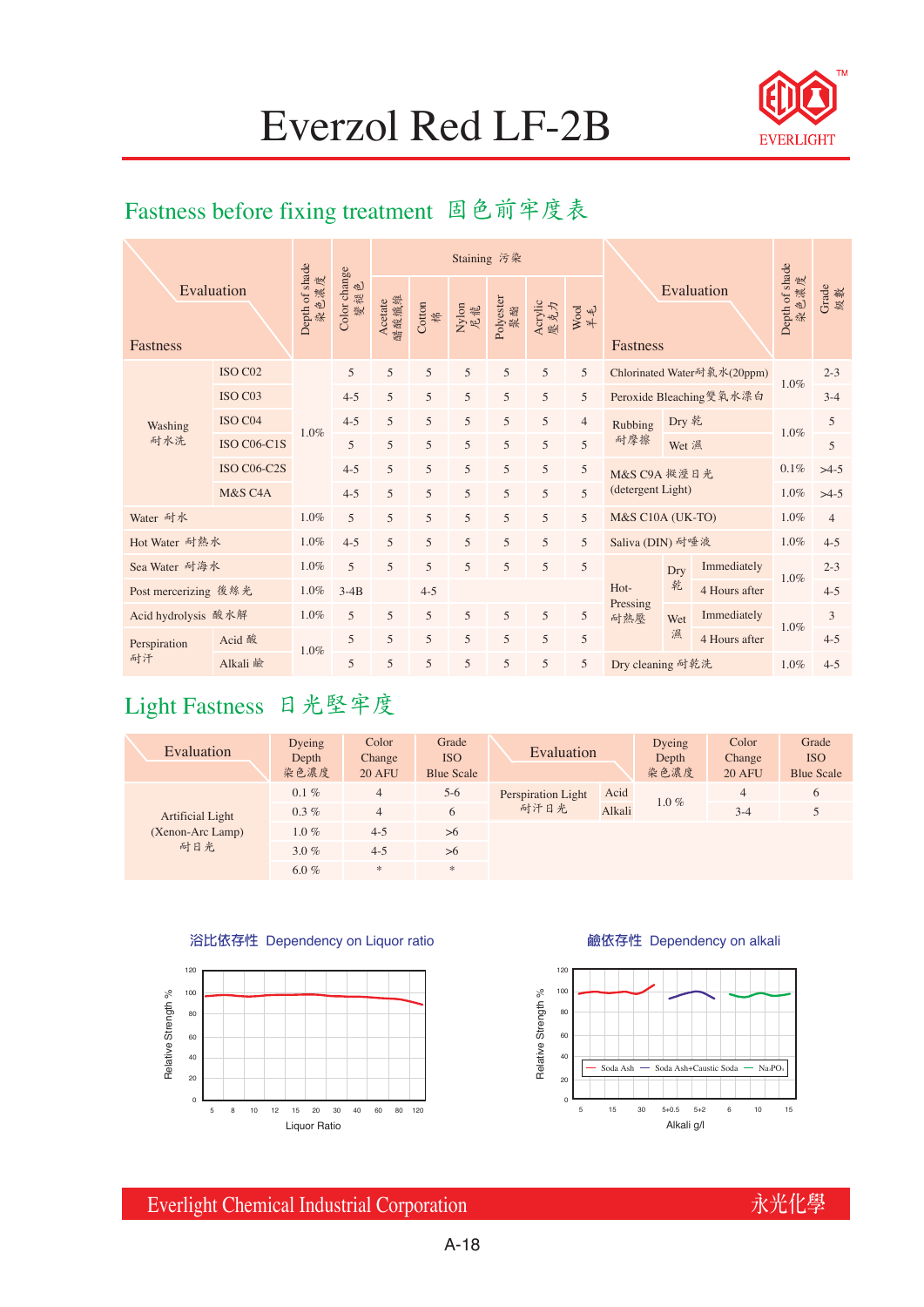# Everzol Red LF-2B

EVERLIGHT

## Fastness before fixing treatment 固色前牢度表

| Fastness / Evaluation | | Depth of shade 染色濃度 | Color change 變褪色 | Staining 污染 Acetate 醋酸纖維 | Cotton 棉 | Nylon 尼龍 | Polyester 聚酯 | Acrylic 壓克力 | Wool 羊毛 |
|---|---|---|---|---|---|---|---|---|---|
| Washing 耐水洗 | ISO C02 | 1.0% | 5 | 5 | 5 | 5 | 5 | 5 | 5 |
| | ISO C03 | | 4-5 | 5 | 5 | 5 | 5 | 5 | 5 |
| | ISO C04 | | 4-5 | 5 | 5 | 5 | 5 | 5 | 4 |
| | ISO C06-C1S | | 5 | 5 | 5 | 5 | 5 | 5 | 5 |
| | ISO C06-C2S | | 4-5 | 5 | 5 | 5 | 5 | 5 | 5 |
| | M&S C4A | | 4-5 | 5 | 5 | 5 | 5 | 5 | 5 |
| Water 耐水 | | 1.0% | 5 | 5 | 5 | 5 | 5 | 5 | 5 |
| Hot Water 耐熱水 | | 1.0% | 4-5 | 5 | 5 | 5 | 5 | 5 | 5 |
| Sea Water 耐海水 | | 1.0% | 5 | 5 | 5 | 5 | 5 | 5 | 5 |
| Post mercerizing 後絲光 | | 1.0% | 3-4B | | 4-5 | | | | |
| Acid hydrolysis 酸水解 | | 1.0% | 5 | 5 | 5 | 5 | 5 | 5 | 5 |
| Perspiration 耐汗 | Acid 酸 | 1.0% | 5 | 5 | 5 | 5 | 5 | 5 | 5 |
| | Alkali 鹼 | | 5 | 5 | 5 | 5 | 5 | 5 | 5 |

| Fastness / Evaluation | | | Depth of shade 染色濃度 | Grade 級數 |
|---|---|---|---|---|
| Chlorinated Water耐氯水(20ppm) | | | 1.0% | 2-3 |
| Peroxide Bleaching雙氧水漂白 | | | | 3-4 |
| Rubbing 耐摩擦 | Dry 乾 | | 1.0% | 5 |
| | Wet 濕 | | | 5 |
| M&S C9A 擬溼日光 (detergent Light) | | | 0.1% | >4-5 |
| | | | 1.0% | >4-5 |
| M&S C10A (UK-TO) | | | 1.0% | 4 |
| Saliva (DIN) 耐唾液 | | | 1.0% | 4-5 |
| Hot-Pressing 耐熱壓 | Dry 乾 | Immediately | 1.0% | 2-3 |
| | | 4 Hours after | | 4-5 |
| | Wet 濕 | Immediately | 1.0% | 3 |
| | | 4 Hours after | | 4-5 |
| Dry cleaning 耐乾洗 | | | 1.0% | 4-5 |

## Light Fastness 日光堅牢度

| Evaluation | Dyeing Depth 染色濃度 | Color Change 20 AFU | Grade ISO Blue Scale |
|---|---|---|---|
| Artificial Light (Xenon-Arc Lamp) 耐日光 | 0.1 % | 4 | 5-6 |
| | 0.3 % | 4 | 6 |
| | 1.0 % | 4-5 | >6 |
| | 3.0 % | 4-5 | >6 |
| | 6.0 % | * | * |

| Evaluation | | Dyeing Depth 染色濃度 | Color Change 20 AFU | Grade ISO Blue Scale |
|---|---|---|---|---|
| Perspiration Light 耐汗日光 | Acid | 1.0 % | 4 | 6 |
| | Alkali | | 3-4 | 5 |

浴比依存性 Dependency on Liquor ratio

Relative Strength %
120
100
80
60
40
20
0
5 8 10 12 15 20 30 40 60 80 120
Liquor Ratio

鹼依存性 Dependency on alkali

Relative Strength %
120
100
80
60
40
20
0
Soda Ash — Soda Ash+Caustic Soda — $Na_3PO_4$
5 15 30 5+0.5 5+2 6 10 15
Alkali g/l

Everlight Chemical Industrial Corporation 永光化學